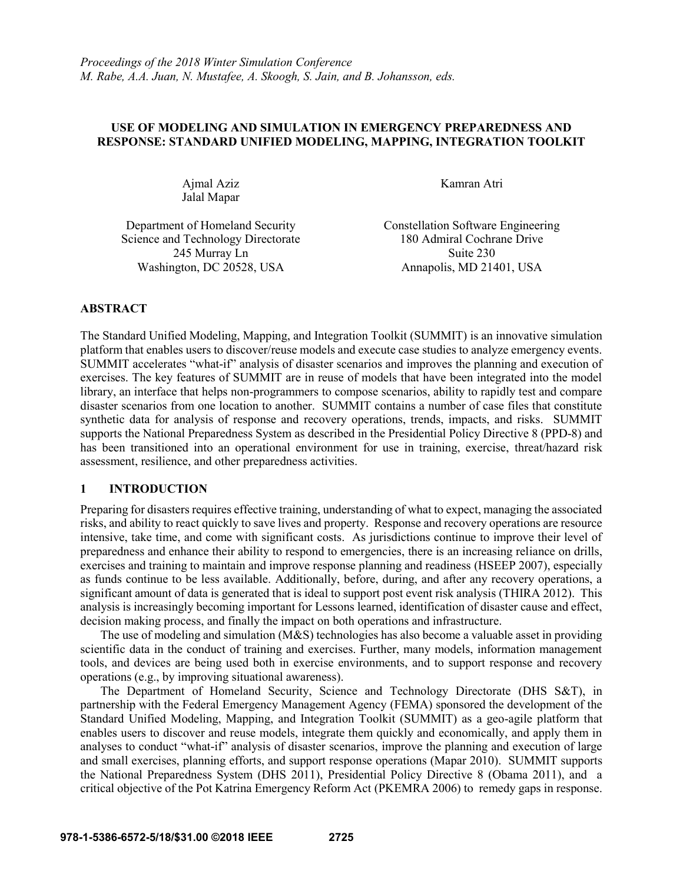*Proceedings of the 2018 Winter Simulation Conference*
*M. Rabe, A.A. Juan, N. Mustafee, A. Skoogh, S. Jain, and B. Johansson, eds.*

# USE OF MODELING AND SIMULATION IN EMERGENCY PREPAREDNESS AND RESPONSE: STANDARD UNIFIED MODELING, MAPPING, INTEGRATION TOOLKIT

Ajmal Aziz
Jalal Mapar

Department of Homeland Security
Science and Technology Directorate
245 Murray Ln
Washington, DC 20528, USA

Kamran Atri

Constellation Software Engineering
180 Admiral Cochrane Drive
Suite 230
Annapolis, MD 21401, USA

## ABSTRACT

The Standard Unified Modeling, Mapping, and Integration Toolkit (SUMMIT) is an innovative simulation platform that enables users to discover/reuse models and execute case studies to analyze emergency events. SUMMIT accelerates "what-if" analysis of disaster scenarios and improves the planning and execution of exercises. The key features of SUMMIT are in reuse of models that have been integrated into the model library, an interface that helps non-programmers to compose scenarios, ability to rapidly test and compare disaster scenarios from one location to another. SUMMIT contains a number of case files that constitute synthetic data for analysis of response and recovery operations, trends, impacts, and risks. SUMMIT supports the National Preparedness System as described in the Presidential Policy Directive 8 (PPD-8) and has been transitioned into an operational environment for use in training, exercise, threat/hazard risk assessment, resilience, and other preparedness activities.

## 1 INTRODUCTION

Preparing for disasters requires effective training, understanding of what to expect, managing the associated risks, and ability to react quickly to save lives and property. Response and recovery operations are resource intensive, take time, and come with significant costs. As jurisdictions continue to improve their level of preparedness and enhance their ability to respond to emergencies, there is an increasing reliance on drills, exercises and training to maintain and improve response planning and readiness (HSEEP 2007), especially as funds continue to be less available. Additionally, before, during, and after any recovery operations, a significant amount of data is generated that is ideal to support post event risk analysis (THIRA 2012). This analysis is increasingly becoming important for Lessons learned, identification of disaster cause and effect, decision making process, and finally the impact on both operations and infrastructure.

The use of modeling and simulation (M&S) technologies has also become a valuable asset in providing scientific data in the conduct of training and exercises. Further, many models, information management tools, and devices are being used both in exercise environments, and to support response and recovery operations (e.g., by improving situational awareness).

The Department of Homeland Security, Science and Technology Directorate (DHS S&T), in partnership with the Federal Emergency Management Agency (FEMA) sponsored the development of the Standard Unified Modeling, Mapping, and Integration Toolkit (SUMMIT) as a geo-agile platform that enables users to discover and reuse models, integrate them quickly and economically, and apply them in analyses to conduct "what-if" analysis of disaster scenarios, improve the planning and execution of large and small exercises, planning efforts, and support response operations (Mapar 2010). SUMMIT supports the National Preparedness System (DHS 2011), Presidential Policy Directive 8 (Obama 2011), and a critical objective of the Pot Katrina Emergency Reform Act (PKEMRA 2006) to remedy gaps in response.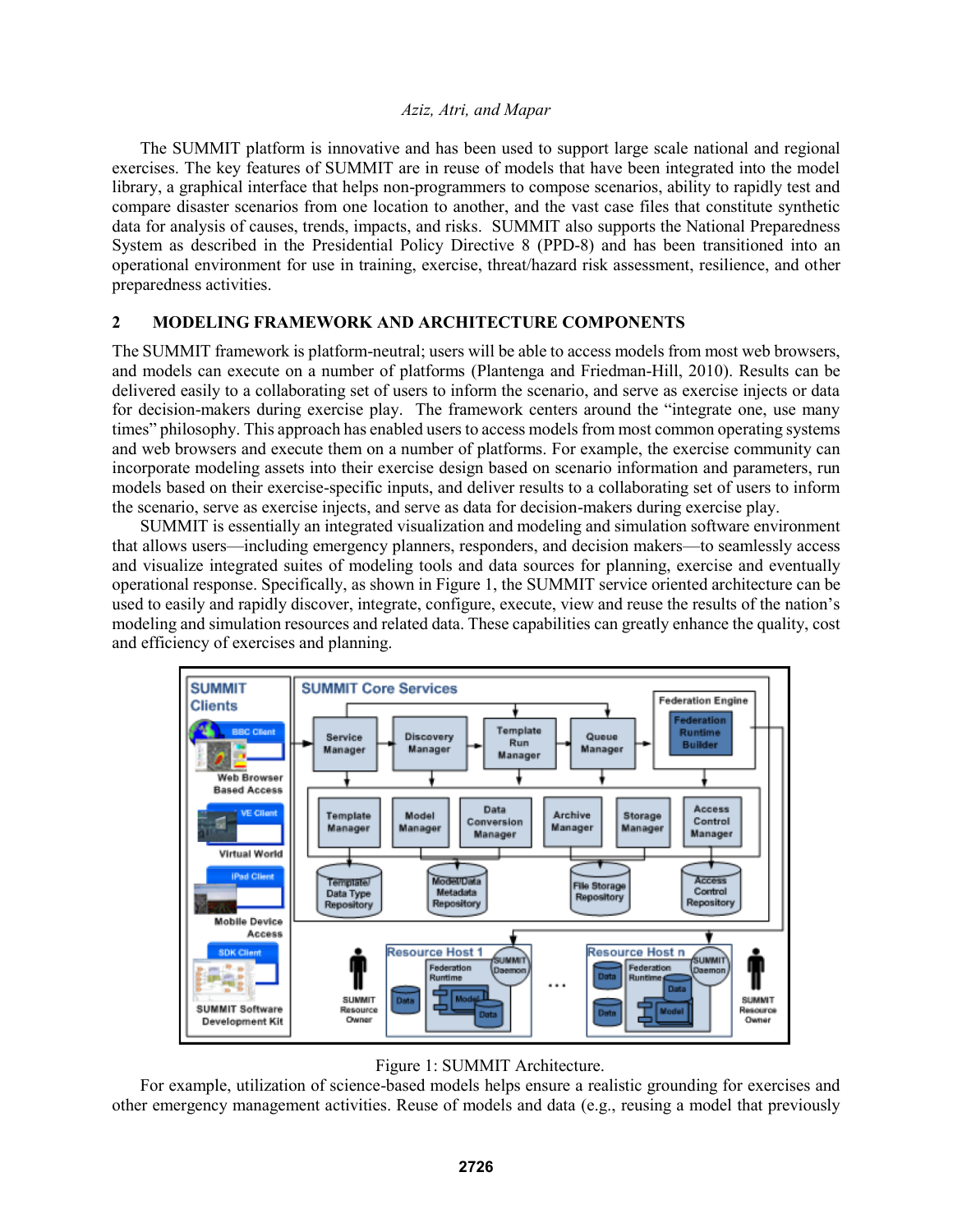The SUMMIT platform is innovative and has been used to support large scale national and regional exercises. The key features of SUMMIT are in reuse of models that have been integrated into the model library, a graphical interface that helps non-programmers to compose scenarios, ability to rapidly test and compare disaster scenarios from one location to another, and the vast case files that constitute synthetic data for analysis of causes, trends, impacts, and risks. SUMMIT also supports the National Preparedness System as described in the Presidential Policy Directive 8 (PPD-8) and has been transitioned into an operational environment for use in training, exercise, threat/hazard risk assessment, resilience, and other preparedness activities.

## 2 MODELING FRAMEWORK AND ARCHITECTURE COMPONENTS

The SUMMIT framework is platform-neutral; users will be able to access models from most web browsers, and models can execute on a number of platforms (Plantenga and Friedman-Hill, 2010). Results can be delivered easily to a collaborating set of users to inform the scenario, and serve as exercise injects or data for decision-makers during exercise play. The framework centers around the "integrate one, use many times" philosophy. This approach has enabled users to access models from most common operating systems and web browsers and execute them on a number of platforms. For example, the exercise community can incorporate modeling assets into their exercise design based on scenario information and parameters, run models based on their exercise-specific inputs, and deliver results to a collaborating set of users to inform the scenario, serve as exercise injects, and serve as data for decision-makers during exercise play.

SUMMIT is essentially an integrated visualization and modeling and simulation software environment that allows users—including emergency planners, responders, and decision makers—to seamlessly access and visualize integrated suites of modeling tools and data sources for planning, exercise and eventually operational response. Specifically, as shown in Figure 1, the SUMMIT service oriented architecture can be used to easily and rapidly discover, integrate, configure, execute, view and reuse the results of the nation's modeling and simulation resources and related data. These capabilities can greatly enhance the quality, cost and efficiency of exercises and planning.

Figure 1: SUMMIT Architecture.

For example, utilization of science-based models helps ensure a realistic grounding for exercises and other emergency management activities. Reuse of models and data (e.g., reusing a model that previously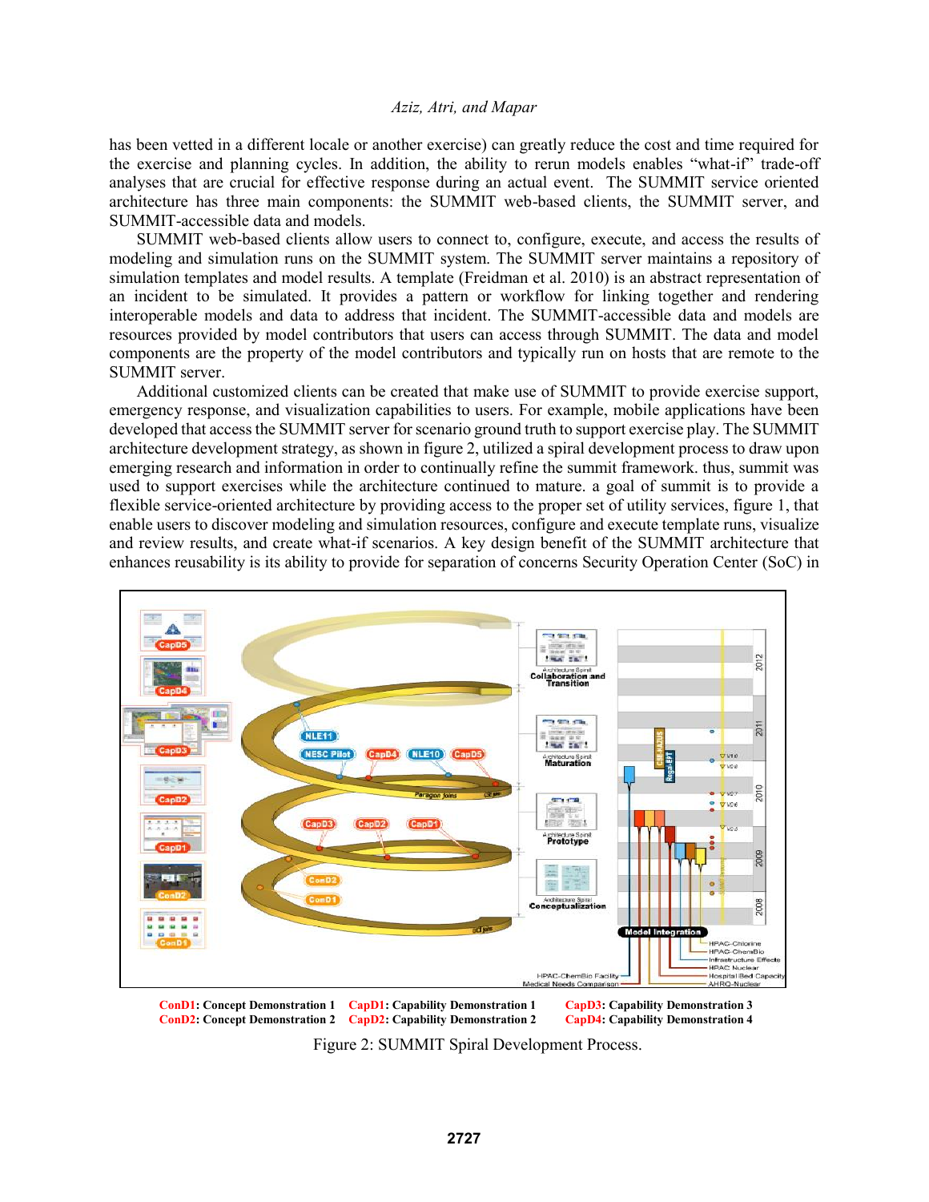has been vetted in a different locale or another exercise) can greatly reduce the cost and time required for the exercise and planning cycles. In addition, the ability to rerun models enables "what-if" trade-off analyses that are crucial for effective response during an actual event. The SUMMIT service oriented architecture has three main components: the SUMMIT web-based clients, the SUMMIT server, and SUMMIT-accessible data and models.

SUMMIT web-based clients allow users to connect to, configure, execute, and access the results of modeling and simulation runs on the SUMMIT system. The SUMMIT server maintains a repository of simulation templates and model results. A template (Freidman et al. 2010) is an abstract representation of an incident to be simulated. It provides a pattern or workflow for linking together and rendering interoperable models and data to address that incident. The SUMMIT-accessible data and models are resources provided by model contributors that users can access through SUMMIT. The data and model components are the property of the model contributors and typically run on hosts that are remote to the SUMMIT server.

Additional customized clients can be created that make use of SUMMIT to provide exercise support, emergency response, and visualization capabilities to users. For example, mobile applications have been developed that access the SUMMIT server for scenario ground truth to support exercise play. The SUMMIT architecture development strategy, as shown in figure 2, utilized a spiral development process to draw upon emerging research and information in order to continually refine the summit framework. thus, summit was used to support exercises while the architecture continued to mature. a goal of summit is to provide a flexible service-oriented architecture by providing access to the proper set of utility services, figure 1, that enable users to discover modeling and simulation resources, configure and execute template runs, visualize and review results, and create what-if scenarios. A key design benefit of the SUMMIT architecture that enhances reusability is its ability to provide for separation of concerns Security Operation Center (SoC) in

**ConD1**: Concept Demonstration 1 **CapD1**: Capability Demonstration 1 **CapD3**: Capability Demonstration 3
**ConD2**: Concept Demonstration 2 **CapD2**: Capability Demonstration 2 **CapD4**: Capability Demonstration 4

Figure 2: SUMMIT Spiral Development Process.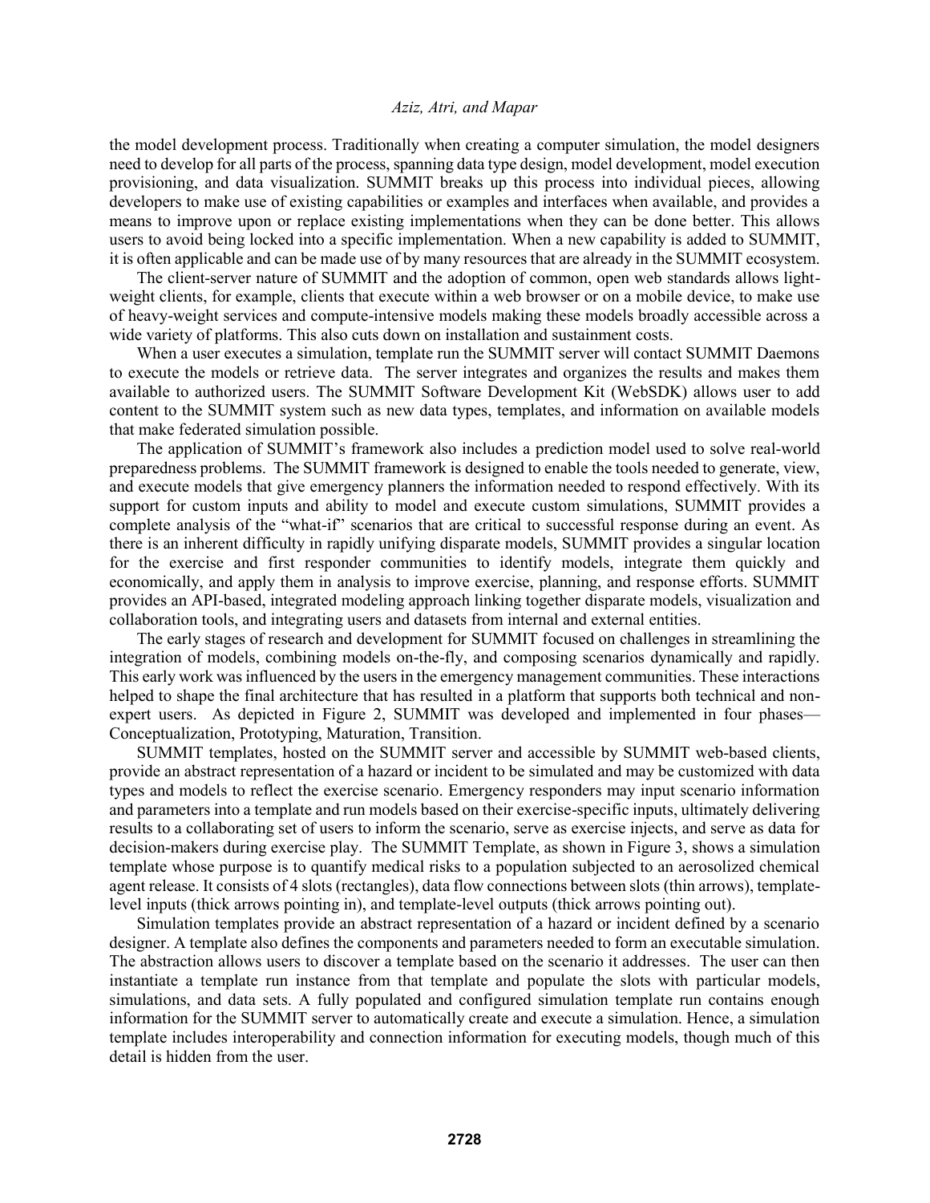the model development process. Traditionally when creating a computer simulation, the model designers need to develop for all parts of the process, spanning data type design, model development, model execution provisioning, and data visualization. SUMMIT breaks up this process into individual pieces, allowing developers to make use of existing capabilities or examples and interfaces when available, and provides a means to improve upon or replace existing implementations when they can be done better. This allows users to avoid being locked into a specific implementation. When a new capability is added to SUMMIT, it is often applicable and can be made use of by many resources that are already in the SUMMIT ecosystem.

The client-server nature of SUMMIT and the adoption of common, open web standards allows light-weight clients, for example, clients that execute within a web browser or on a mobile device, to make use of heavy-weight services and compute-intensive models making these models broadly accessible across a wide variety of platforms. This also cuts down on installation and sustainment costs.

When a user executes a simulation, template run the SUMMIT server will contact SUMMIT Daemons to execute the models or retrieve data. The server integrates and organizes the results and makes them available to authorized users. The SUMMIT Software Development Kit (WebSDK) allows user to add content to the SUMMIT system such as new data types, templates, and information on available models that make federated simulation possible.

The application of SUMMIT's framework also includes a prediction model used to solve real-world preparedness problems. The SUMMIT framework is designed to enable the tools needed to generate, view, and execute models that give emergency planners the information needed to respond effectively. With its support for custom inputs and ability to model and execute custom simulations, SUMMIT provides a complete analysis of the "what-if" scenarios that are critical to successful response during an event. As there is an inherent difficulty in rapidly unifying disparate models, SUMMIT provides a singular location for the exercise and first responder communities to identify models, integrate them quickly and economically, and apply them in analysis to improve exercise, planning, and response efforts. SUMMIT provides an API-based, integrated modeling approach linking together disparate models, visualization and collaboration tools, and integrating users and datasets from internal and external entities.

The early stages of research and development for SUMMIT focused on challenges in streamlining the integration of models, combining models on-the-fly, and composing scenarios dynamically and rapidly. This early work was influenced by the users in the emergency management communities. These interactions helped to shape the final architecture that has resulted in a platform that supports both technical and non-expert users. As depicted in Figure 2, SUMMIT was developed and implemented in four phases—Conceptualization, Prototyping, Maturation, Transition.

SUMMIT templates, hosted on the SUMMIT server and accessible by SUMMIT web-based clients, provide an abstract representation of a hazard or incident to be simulated and may be customized with data types and models to reflect the exercise scenario. Emergency responders may input scenario information and parameters into a template and run models based on their exercise-specific inputs, ultimately delivering results to a collaborating set of users to inform the scenario, serve as exercise injects, and serve as data for decision-makers during exercise play. The SUMMIT Template, as shown in Figure 3, shows a simulation template whose purpose is to quantify medical risks to a population subjected to an aerosolized chemical agent release. It consists of 4 slots (rectangles), data flow connections between slots (thin arrows), template-level inputs (thick arrows pointing in), and template-level outputs (thick arrows pointing out).

Simulation templates provide an abstract representation of a hazard or incident defined by a scenario designer. A template also defines the components and parameters needed to form an executable simulation. The abstraction allows users to discover a template based on the scenario it addresses. The user can then instantiate a template run instance from that template and populate the slots with particular models, simulations, and data sets. A fully populated and configured simulation template run contains enough information for the SUMMIT server to automatically create and execute a simulation. Hence, a simulation template includes interoperability and connection information for executing models, though much of this detail is hidden from the user.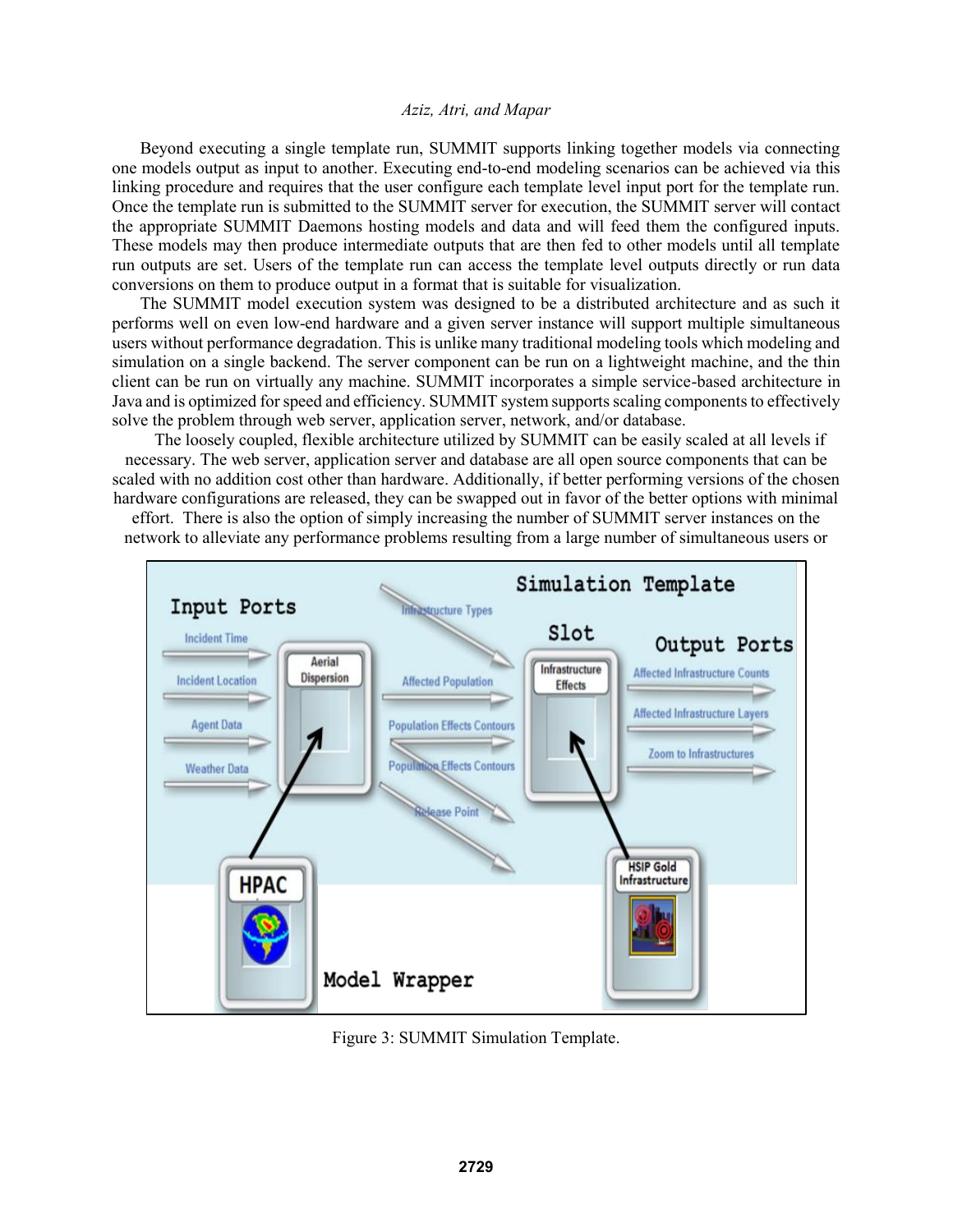Beyond executing a single template run, SUMMIT supports linking together models via connecting one models output as input to another. Executing end-to-end modeling scenarios can be achieved via this linking procedure and requires that the user configure each template level input port for the template run. Once the template run is submitted to the SUMMIT server for execution, the SUMMIT server will contact the appropriate SUMMIT Daemons hosting models and data and will feed them the configured inputs. These models may then produce intermediate outputs that are then fed to other models until all template run outputs are set. Users of the template run can access the template level outputs directly or run data conversions on them to produce output in a format that is suitable for visualization.

The SUMMIT model execution system was designed to be a distributed architecture and as such it performs well on even low-end hardware and a given server instance will support multiple simultaneous users without performance degradation. This is unlike many traditional modeling tools which modeling and simulation on a single backend. The server component can be run on a lightweight machine, and the thin client can be run on virtually any machine. SUMMIT incorporates a simple service-based architecture in Java and is optimized for speed and efficiency. SUMMIT system supports scaling components to effectively solve the problem through web server, application server, network, and/or database.

The loosely coupled, flexible architecture utilized by SUMMIT can be easily scaled at all levels if necessary. The web server, application server and database are all open source components that can be scaled with no addition cost other than hardware. Additionally, if better performing versions of the chosen hardware configurations are released, they can be swapped out in favor of the better options with minimal effort. There is also the option of simply increasing the number of SUMMIT server instances on the network to alleviate any performance problems resulting from a large number of simultaneous users or

Figure 3: SUMMIT Simulation Template.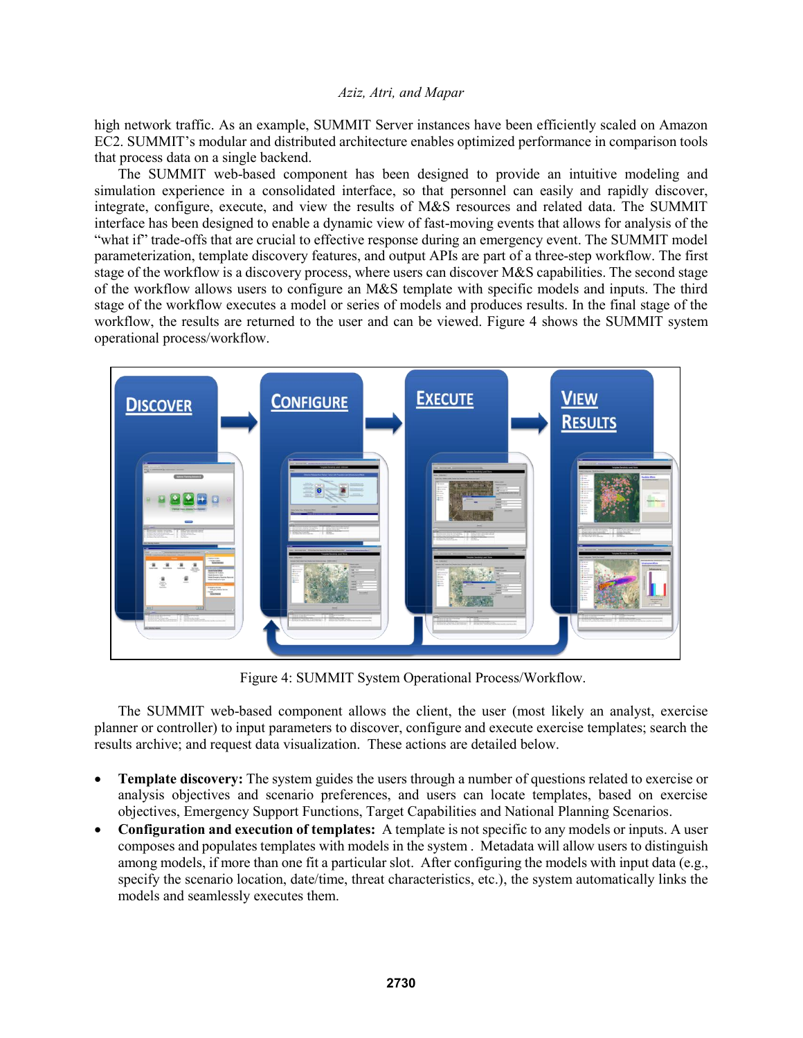high network traffic. As an example, SUMMIT Server instances have been efficiently scaled on Amazon EC2. SUMMIT's modular and distributed architecture enables optimized performance in comparison tools that process data on a single backend.

The SUMMIT web-based component has been designed to provide an intuitive modeling and simulation experience in a consolidated interface, so that personnel can easily and rapidly discover, integrate, configure, execute, and view the results of M&S resources and related data. The SUMMIT interface has been designed to enable a dynamic view of fast-moving events that allows for analysis of the "what if" trade-offs that are crucial to effective response during an emergency event. The SUMMIT model parameterization, template discovery features, and output APIs are part of a three-step workflow. The first stage of the workflow is a discovery process, where users can discover M&S capabilities. The second stage of the workflow allows users to configure an M&S template with specific models and inputs. The third stage of the workflow executes a model or series of models and produces results. In the final stage of the workflow, the results are returned to the user and can be viewed. Figure 4 shows the SUMMIT system operational process/workflow.

Figure 4: SUMMIT System Operational Process/Workflow.

The SUMMIT web-based component allows the client, the user (most likely an analyst, exercise planner or controller) to input parameters to discover, configure and execute exercise templates; search the results archive; and request data visualization. These actions are detailed below.

- **Template discovery:** The system guides the users through a number of questions related to exercise or analysis objectives and scenario preferences, and users can locate templates, based on exercise objectives, Emergency Support Functions, Target Capabilities and National Planning Scenarios.
- **Configuration and execution of templates:** A template is not specific to any models or inputs. A user composes and populates templates with models in the system . Metadata will allow users to distinguish among models, if more than one fit a particular slot. After configuring the models with input data (e.g., specify the scenario location, date/time, threat characteristics, etc.), the system automatically links the models and seamlessly executes them.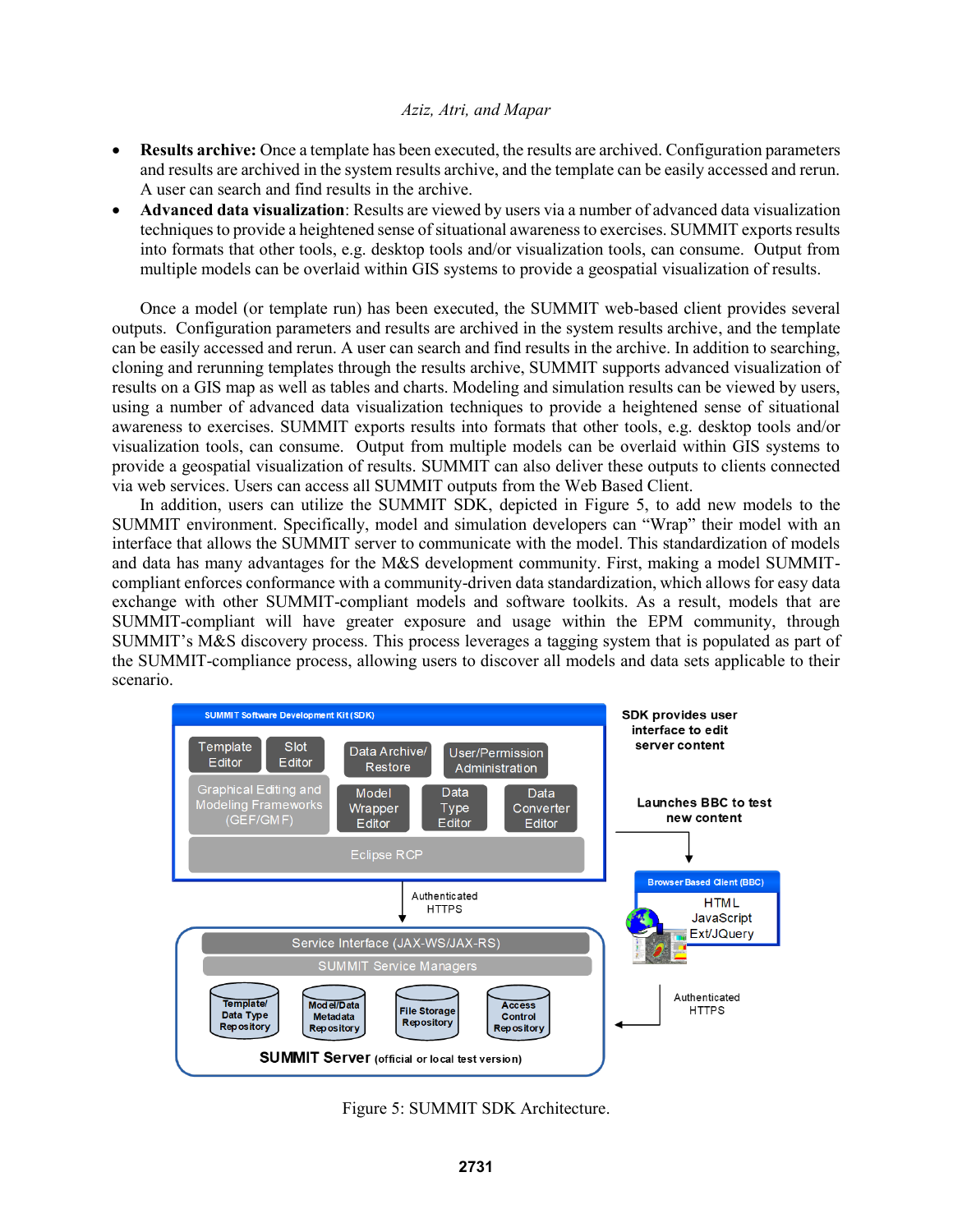- **Results archive:** Once a template has been executed, the results are archived. Configuration parameters and results are archived in the system results archive, and the template can be easily accessed and rerun. A user can search and find results in the archive.
- **Advanced data visualization**: Results are viewed by users via a number of advanced data visualization techniques to provide a heightened sense of situational awareness to exercises. SUMMIT exports results into formats that other tools, e.g. desktop tools and/or visualization tools, can consume. Output from multiple models can be overlaid within GIS systems to provide a geospatial visualization of results.

Once a model (or template run) has been executed, the SUMMIT web-based client provides several outputs. Configuration parameters and results are archived in the system results archive, and the template can be easily accessed and rerun. A user can search and find results in the archive. In addition to searching, cloning and rerunning templates through the results archive, SUMMIT supports advanced visualization of results on a GIS map as well as tables and charts. Modeling and simulation results can be viewed by users, using a number of advanced data visualization techniques to provide a heightened sense of situational awareness to exercises. SUMMIT exports results into formats that other tools, e.g. desktop tools and/or visualization tools, can consume. Output from multiple models can be overlaid within GIS systems to provide a geospatial visualization of results. SUMMIT can also deliver these outputs to clients connected via web services. Users can access all SUMMIT outputs from the Web Based Client.

In addition, users can utilize the SUMMIT SDK, depicted in Figure 5, to add new models to the SUMMIT environment. Specifically, model and simulation developers can "Wrap" their model with an interface that allows the SUMMIT server to communicate with the model. This standardization of models and data has many advantages for the M&S development community. First, making a model SUMMIT-compliant enforces conformance with a community-driven data standardization, which allows for easy data exchange with other SUMMIT-compliant models and software toolkits. As a result, models that are SUMMIT-compliant will have greater exposure and usage within the EPM community, through SUMMIT's M&S discovery process. This process leverages a tagging system that is populated as part of the SUMMIT-compliance process, allowing users to discover all models and data sets applicable to their scenario.

Figure 5: SUMMIT SDK Architecture.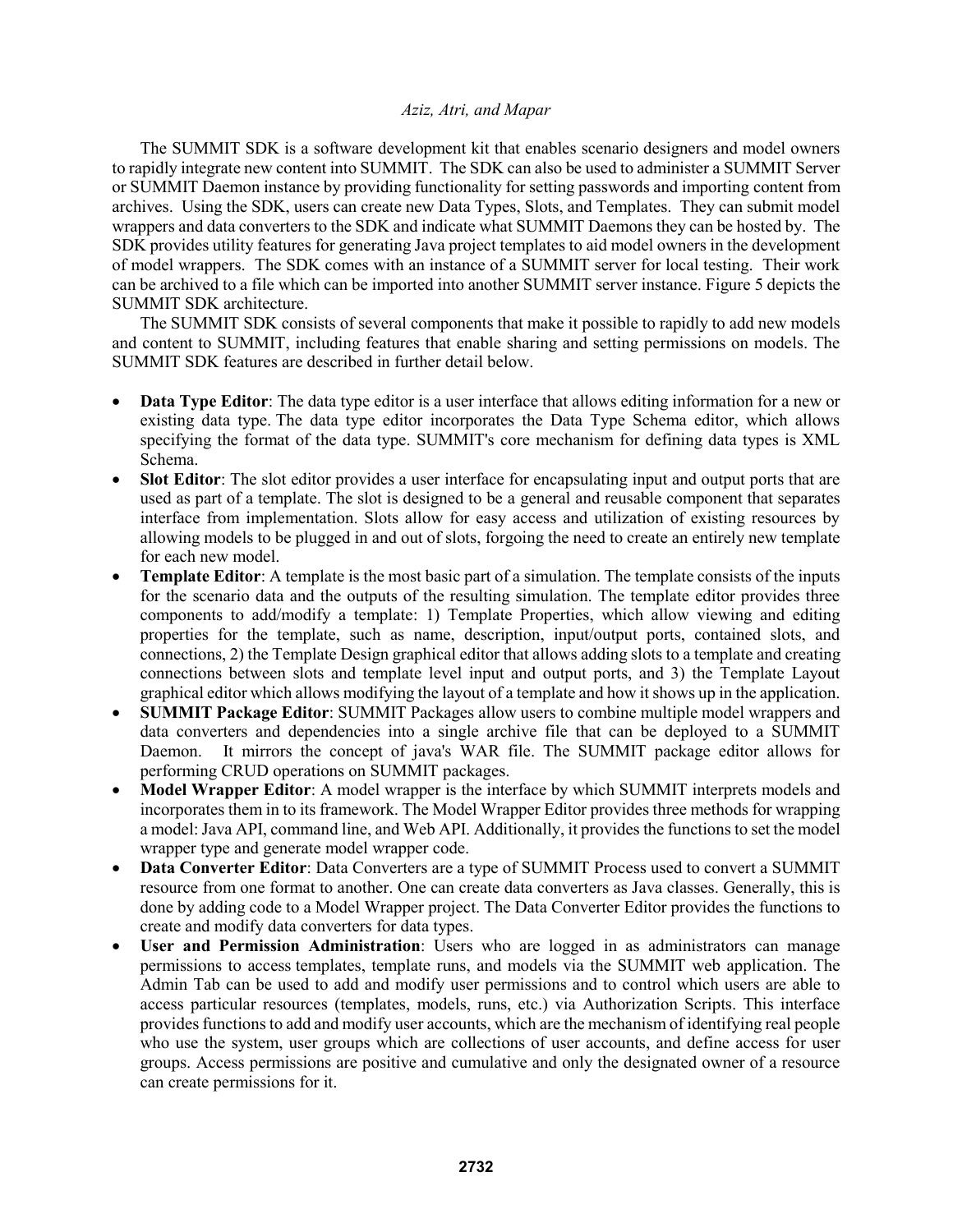The SUMMIT SDK is a software development kit that enables scenario designers and model owners to rapidly integrate new content into SUMMIT. The SDK can also be used to administer a SUMMIT Server or SUMMIT Daemon instance by providing functionality for setting passwords and importing content from archives. Using the SDK, users can create new Data Types, Slots, and Templates. They can submit model wrappers and data converters to the SDK and indicate what SUMMIT Daemons they can be hosted by. The SDK provides utility features for generating Java project templates to aid model owners in the development of model wrappers. The SDK comes with an instance of a SUMMIT server for local testing. Their work can be archived to a file which can be imported into another SUMMIT server instance. Figure 5 depicts the SUMMIT SDK architecture.

The SUMMIT SDK consists of several components that make it possible to rapidly to add new models and content to SUMMIT, including features that enable sharing and setting permissions on models. The SUMMIT SDK features are described in further detail below.

- **Data Type Editor**: The data type editor is a user interface that allows editing information for a new or existing data type. The data type editor incorporates the Data Type Schema editor, which allows specifying the format of the data type. SUMMIT's core mechanism for defining data types is XML Schema.
- **Slot Editor**: The slot editor provides a user interface for encapsulating input and output ports that are used as part of a template. The slot is designed to be a general and reusable component that separates interface from implementation. Slots allow for easy access and utilization of existing resources by allowing models to be plugged in and out of slots, forgoing the need to create an entirely new template for each new model.
- **Template Editor**: A template is the most basic part of a simulation. The template consists of the inputs for the scenario data and the outputs of the resulting simulation. The template editor provides three components to add/modify a template: 1) Template Properties, which allow viewing and editing properties for the template, such as name, description, input/output ports, contained slots, and connections, 2) the Template Design graphical editor that allows adding slots to a template and creating connections between slots and template level input and output ports, and 3) the Template Layout graphical editor which allows modifying the layout of a template and how it shows up in the application.
- **SUMMIT Package Editor**: SUMMIT Packages allow users to combine multiple model wrappers and data converters and dependencies into a single archive file that can be deployed to a SUMMIT Daemon. It mirrors the concept of java's WAR file. The SUMMIT package editor allows for performing CRUD operations on SUMMIT packages.
- **Model Wrapper Editor**: A model wrapper is the interface by which SUMMIT interprets models and incorporates them in to its framework. The Model Wrapper Editor provides three methods for wrapping a model: Java API, command line, and Web API. Additionally, it provides the functions to set the model wrapper type and generate model wrapper code.
- **Data Converter Editor**: Data Converters are a type of SUMMIT Process used to convert a SUMMIT resource from one format to another. One can create data converters as Java classes. Generally, this is done by adding code to a Model Wrapper project. The Data Converter Editor provides the functions to create and modify data converters for data types.
- **User and Permission Administration**: Users who are logged in as administrators can manage permissions to access templates, template runs, and models via the SUMMIT web application. The Admin Tab can be used to add and modify user permissions and to control which users are able to access particular resources (templates, models, runs, etc.) via Authorization Scripts. This interface provides functions to add and modify user accounts, which are the mechanism of identifying real people who use the system, user groups which are collections of user accounts, and define access for user groups. Access permissions are positive and cumulative and only the designated owner of a resource can create permissions for it.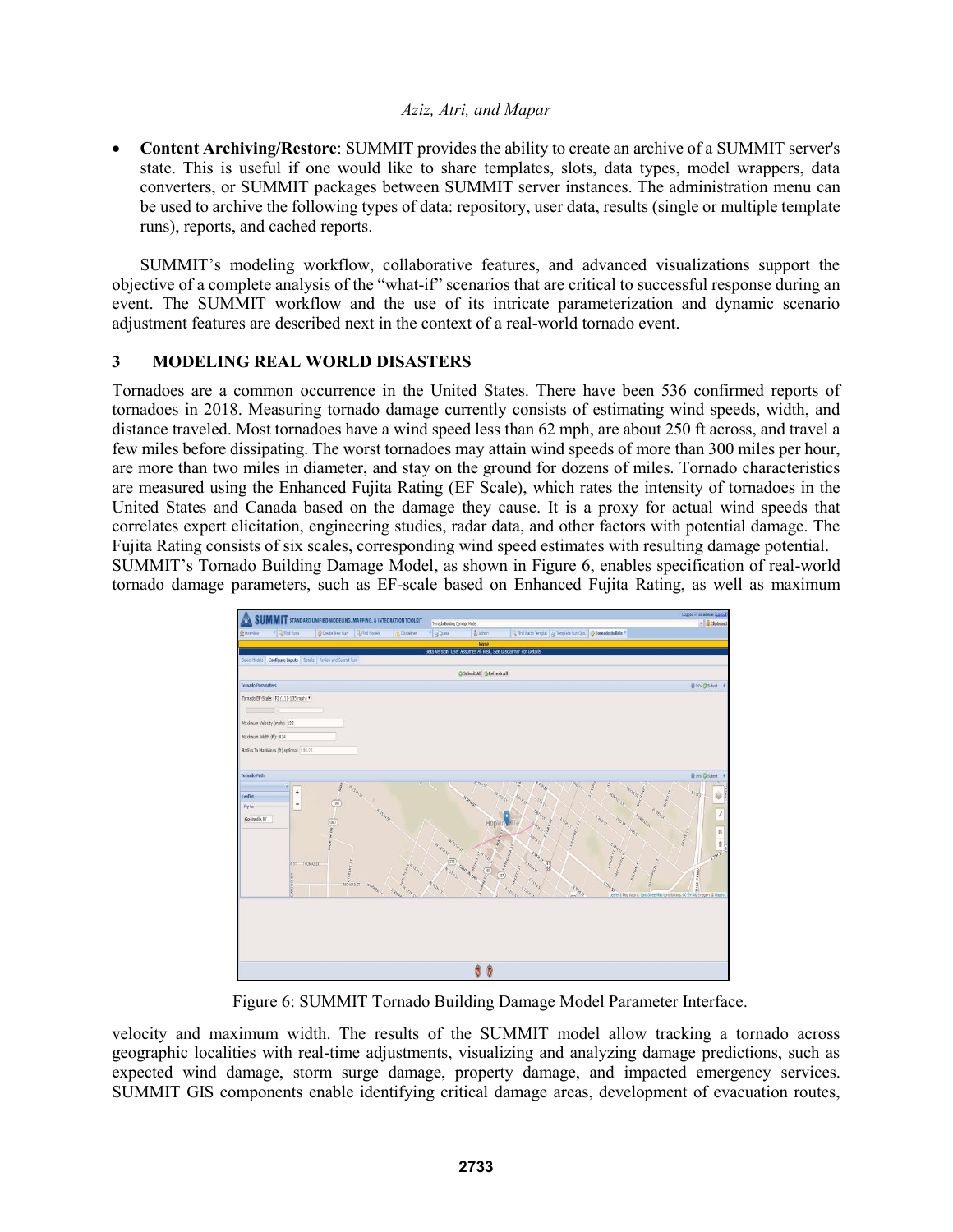- **Content Archiving/Restore**: SUMMIT provides the ability to create an archive of a SUMMIT server's state. This is useful if one would like to share templates, slots, data types, model wrappers, data converters, or SUMMIT packages between SUMMIT server instances. The administration menu can be used to archive the following types of data: repository, user data, results (single or multiple template runs), reports, and cached reports.

SUMMIT's modeling workflow, collaborative features, and advanced visualizations support the objective of a complete analysis of the "what-if" scenarios that are critical to successful response during an event. The SUMMIT workflow and the use of its intricate parameterization and dynamic scenario adjustment features are described next in the context of a real-world tornado event.

## 3 MODELING REAL WORLD DISASTERS

Tornadoes are a common occurrence in the United States. There have been 536 confirmed reports of tornadoes in 2018. Measuring tornado damage currently consists of estimating wind speeds, width, and distance traveled. Most tornadoes have a wind speed less than 62 mph, are about 250 ft across, and travel a few miles before dissipating. The worst tornadoes may attain wind speeds of more than 300 miles per hour, are more than two miles in diameter, and stay on the ground for dozens of miles. Tornado characteristics are measured using the Enhanced Fujita Rating (EF Scale), which rates the intensity of tornadoes in the United States and Canada based on the damage they cause. It is a proxy for actual wind speeds that correlates expert elicitation, engineering studies, radar data, and other factors with potential damage. The Fujita Rating consists of six scales, corresponding wind speed estimates with resulting damage potential.
SUMMIT's Tornado Building Damage Model, as shown in Figure 6, enables specification of real-world tornado damage parameters, such as EF-scale based on Enhanced Fujita Rating, as well as maximum

Figure 6: SUMMIT Tornado Building Damage Model Parameter Interface.

velocity and maximum width. The results of the SUMMIT model allow tracking a tornado across geographic localities with real-time adjustments, visualizing and analyzing damage predictions, such as expected wind damage, storm surge damage, property damage, and impacted emergency services. SUMMIT GIS components enable identifying critical damage areas, development of evacuation routes,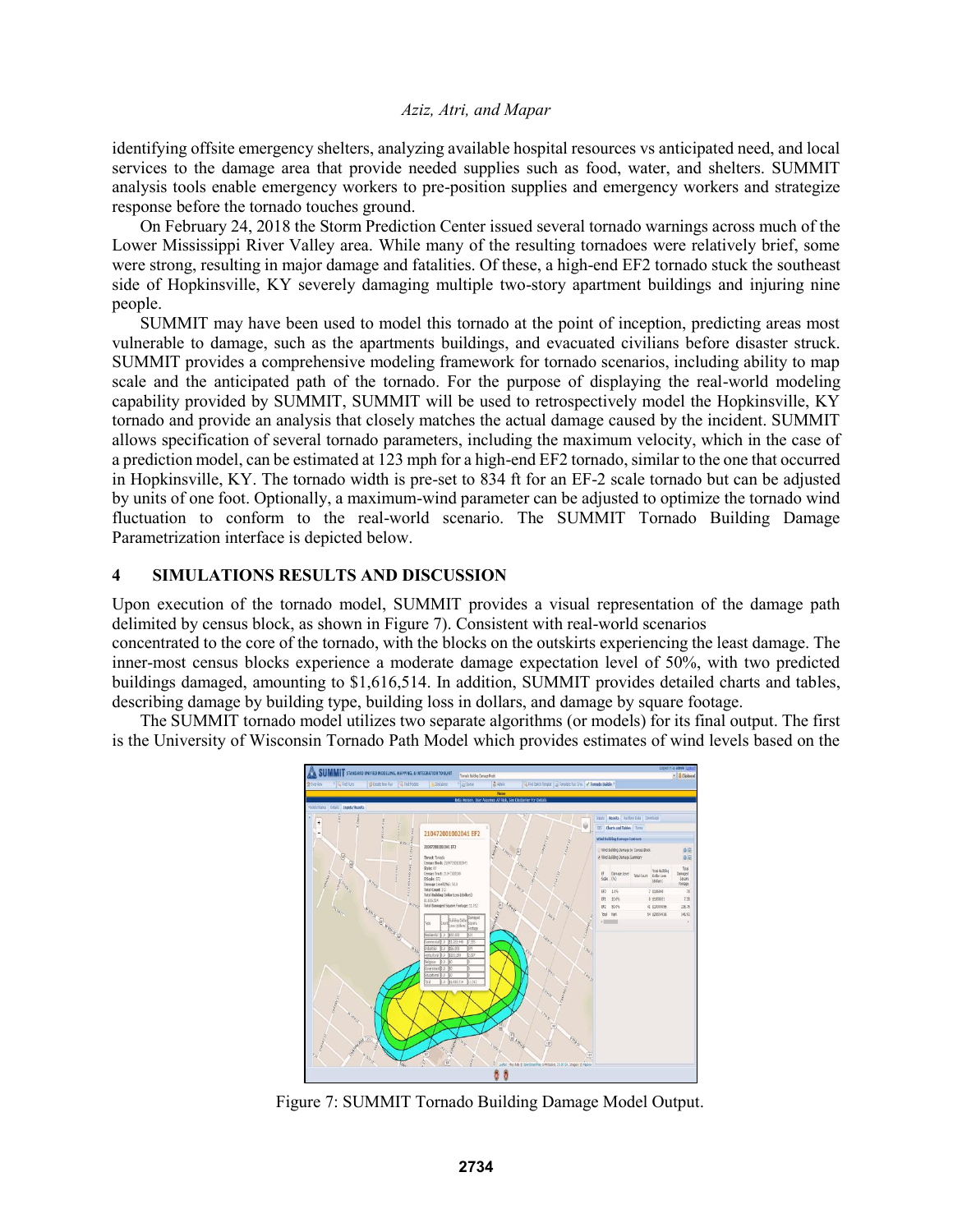identifying offsite emergency shelters, analyzing available hospital resources vs anticipated need, and local services to the damage area that provide needed supplies such as food, water, and shelters. SUMMIT analysis tools enable emergency workers to pre-position supplies and emergency workers and strategize response before the tornado touches ground.

On February 24, 2018 the Storm Prediction Center issued several tornado warnings across much of the Lower Mississippi River Valley area. While many of the resulting tornadoes were relatively brief, some were strong, resulting in major damage and fatalities. Of these, a high-end EF2 tornado stuck the southeast side of Hopkinsville, KY severely damaging multiple two-story apartment buildings and injuring nine people.

SUMMIT may have been used to model this tornado at the point of inception, predicting areas most vulnerable to damage, such as the apartments buildings, and evacuated civilians before disaster struck. SUMMIT provides a comprehensive modeling framework for tornado scenarios, including ability to map scale and the anticipated path of the tornado. For the purpose of displaying the real-world modeling capability provided by SUMMIT, SUMMIT will be used to retrospectively model the Hopkinsville, KY tornado and provide an analysis that closely matches the actual damage caused by the incident. SUMMIT allows specification of several tornado parameters, including the maximum velocity, which in the case of a prediction model, can be estimated at 123 mph for a high-end EF2 tornado, similar to the one that occurred in Hopkinsville, KY. The tornado width is pre-set to 834 ft for an EF-2 scale tornado but can be adjusted by units of one foot. Optionally, a maximum-wind parameter can be adjusted to optimize the tornado wind fluctuation to conform to the real-world scenario. The SUMMIT Tornado Building Damage Parametrization interface is depicted below.

## 4 SIMULATIONS RESULTS AND DISCUSSION

Upon execution of the tornado model, SUMMIT provides a visual representation of the damage path delimited by census block, as shown in Figure 7). Consistent with real-world scenarios
concentrated to the core of the tornado, with the blocks on the outskirts experiencing the least damage. The inner-most census blocks experience a moderate damage expectation level of 50%, with two predicted buildings damaged, amounting to $1,616,514. In addition, SUMMIT provides detailed charts and tables, describing damage by building type, building loss in dollars, and damage by square footage.

The SUMMIT tornado model utilizes two separate algorithms (or models) for its final output. The first is the University of Wisconsin Tornado Path Model which provides estimates of wind levels based on the

Figure 7: SUMMIT Tornado Building Damage Model Output.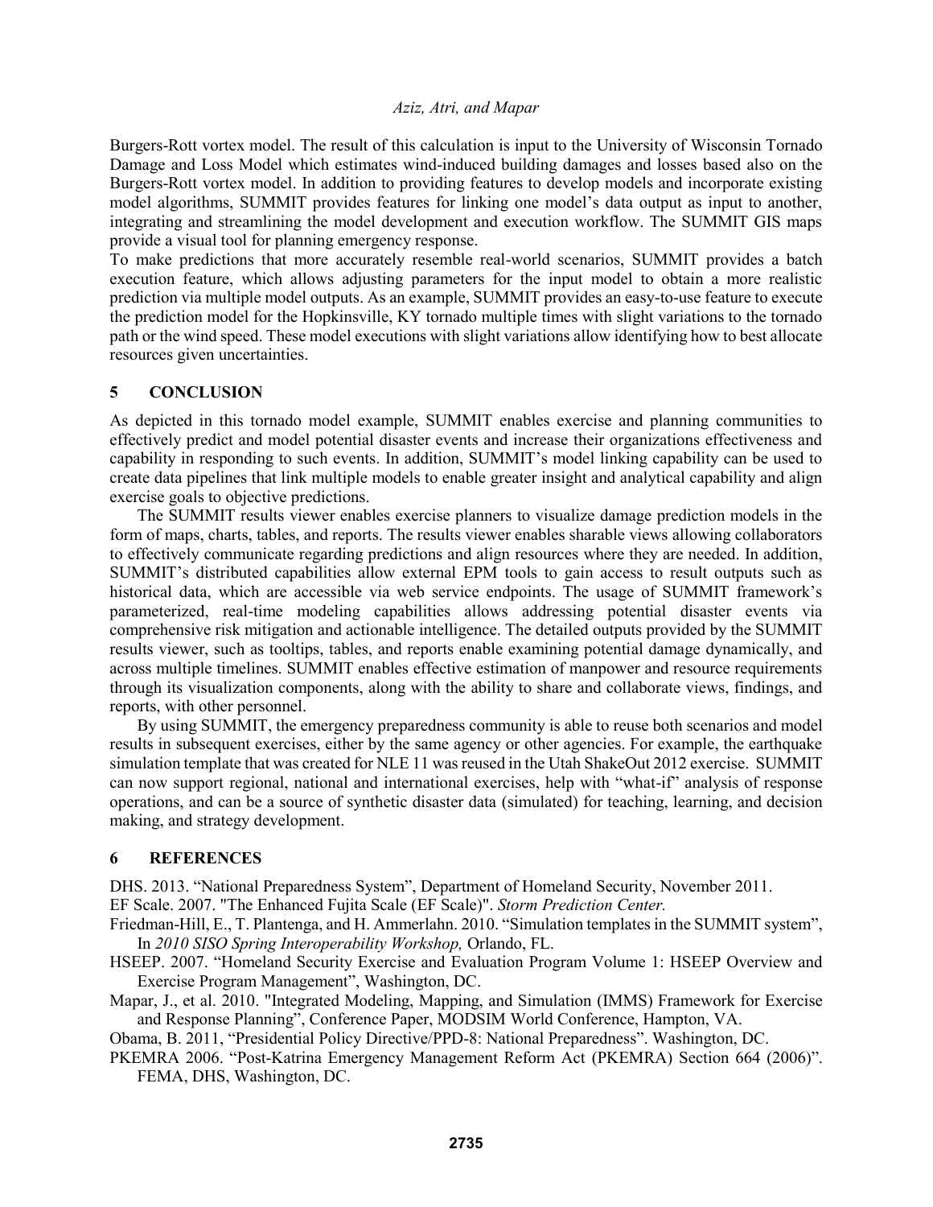Burgers-Rott vortex model. The result of this calculation is input to the University of Wisconsin Tornado Damage and Loss Model which estimates wind-induced building damages and losses based also on the Burgers-Rott vortex model. In addition to providing features to develop models and incorporate existing model algorithms, SUMMIT provides features for linking one model's data output as input to another, integrating and streamlining the model development and execution workflow. The SUMMIT GIS maps provide a visual tool for planning emergency response.

To make predictions that more accurately resemble real-world scenarios, SUMMIT provides a batch execution feature, which allows adjusting parameters for the input model to obtain a more realistic prediction via multiple model outputs. As an example, SUMMIT provides an easy-to-use feature to execute the prediction model for the Hopkinsville, KY tornado multiple times with slight variations to the tornado path or the wind speed. These model executions with slight variations allow identifying how to best allocate resources given uncertainties.

## 5 CONCLUSION

As depicted in this tornado model example, SUMMIT enables exercise and planning communities to effectively predict and model potential disaster events and increase their organizations effectiveness and capability in responding to such events. In addition, SUMMIT's model linking capability can be used to create data pipelines that link multiple models to enable greater insight and analytical capability and align exercise goals to objective predictions.

The SUMMIT results viewer enables exercise planners to visualize damage prediction models in the form of maps, charts, tables, and reports. The results viewer enables sharable views allowing collaborators to effectively communicate regarding predictions and align resources where they are needed. In addition, SUMMIT's distributed capabilities allow external EPM tools to gain access to result outputs such as historical data, which are accessible via web service endpoints. The usage of SUMMIT framework's parameterized, real-time modeling capabilities allows addressing potential disaster events via comprehensive risk mitigation and actionable intelligence. The detailed outputs provided by the SUMMIT results viewer, such as tooltips, tables, and reports enable examining potential damage dynamically, and across multiple timelines. SUMMIT enables effective estimation of manpower and resource requirements through its visualization components, along with the ability to share and collaborate views, findings, and reports, with other personnel.

By using SUMMIT, the emergency preparedness community is able to reuse both scenarios and model results in subsequent exercises, either by the same agency or other agencies. For example, the earthquake simulation template that was created for NLE 11 was reused in the Utah ShakeOut 2012 exercise. SUMMIT can now support regional, national and international exercises, help with "what-if" analysis of response operations, and can be a source of synthetic disaster data (simulated) for teaching, learning, and decision making, and strategy development.

## 6 REFERENCES

DHS. 2013. "National Preparedness System", Department of Homeland Security, November 2011.

EF Scale. 2007. "The Enhanced Fujita Scale (EF Scale)". *Storm Prediction Center.*

Friedman-Hill, E., T. Plantenga, and H. Ammerlahn. 2010. "Simulation templates in the SUMMIT system", In *2010 SISO Spring Interoperability Workshop,* Orlando, FL.

HSEEP. 2007. "Homeland Security Exercise and Evaluation Program Volume 1: HSEEP Overview and Exercise Program Management", Washington, DC.

Mapar, J., et al. 2010. "Integrated Modeling, Mapping, and Simulation (IMMS) Framework for Exercise and Response Planning", Conference Paper, MODSIM World Conference, Hampton, VA.

Obama, B. 2011, "Presidential Policy Directive/PPD-8: National Preparedness". Washington, DC.

PKEMRA 2006. "Post-Katrina Emergency Management Reform Act (PKEMRA) Section 664 (2006)". FEMA, DHS, Washington, DC.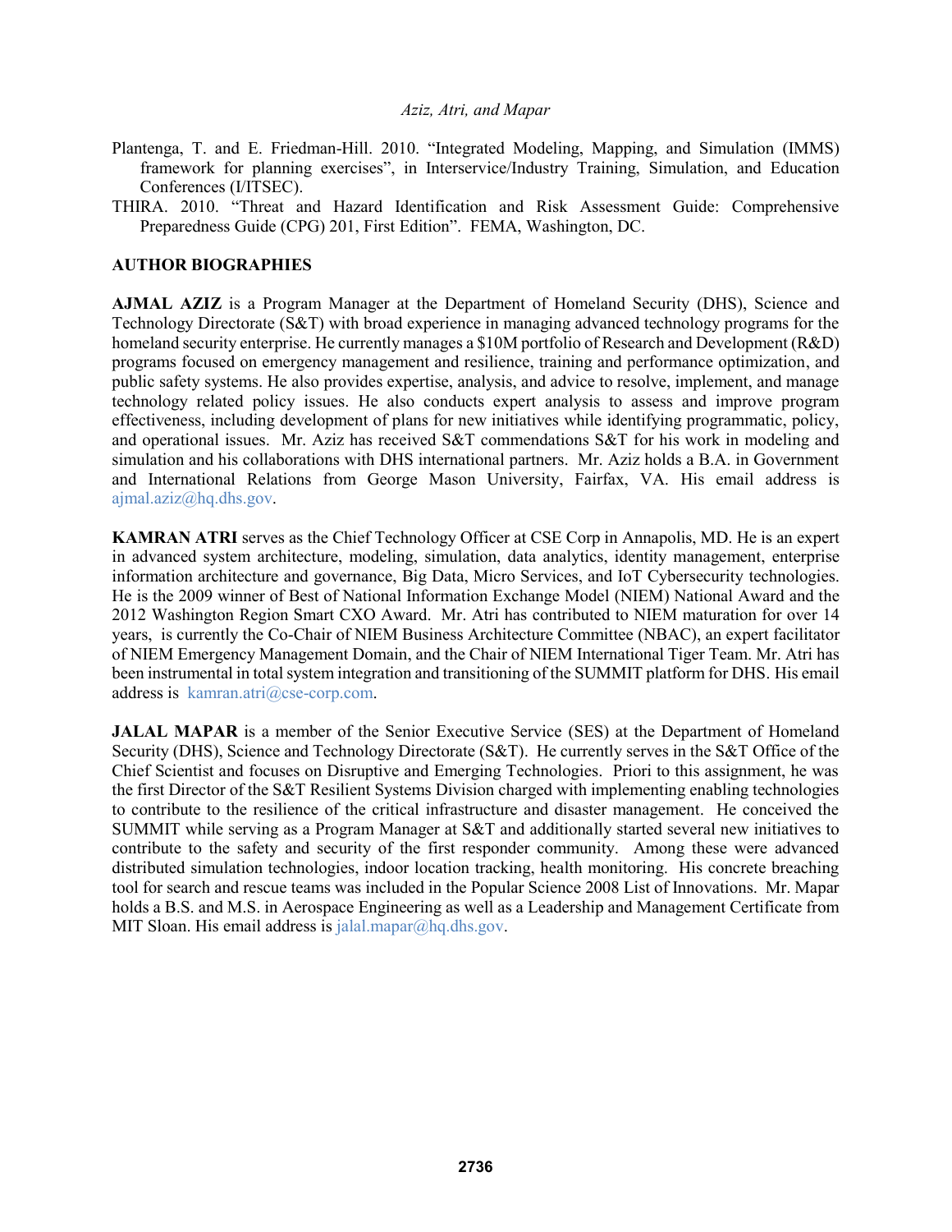Plantenga, T. and E. Friedman-Hill. 2010. "Integrated Modeling, Mapping, and Simulation (IMMS) framework for planning exercises", in Interservice/Industry Training, Simulation, and Education Conferences (I/ITSEC).

THIRA. 2010. "Threat and Hazard Identification and Risk Assessment Guide: Comprehensive Preparedness Guide (CPG) 201, First Edition". FEMA, Washington, DC.

## AUTHOR BIOGRAPHIES

**AJMAL AZIZ** is a Program Manager at the Department of Homeland Security (DHS), Science and Technology Directorate (S&T) with broad experience in managing advanced technology programs for the homeland security enterprise. He currently manages a $10M portfolio of Research and Development (R&D) programs focused on emergency management and resilience, training and performance optimization, and public safety systems. He also provides expertise, analysis, and advice to resolve, implement, and manage technology related policy issues. He also conducts expert analysis to assess and improve program effectiveness, including development of plans for new initiatives while identifying programmatic, policy, and operational issues. Mr. Aziz has received S&T commendations S&T for his work in modeling and simulation and his collaborations with DHS international partners. Mr. Aziz holds a B.A. in Government and International Relations from George Mason University, Fairfax, VA. His email address is ajmal.aziz@hq.dhs.gov.

**KAMRAN ATRI** serves as the Chief Technology Officer at CSE Corp in Annapolis, MD. He is an expert in advanced system architecture, modeling, simulation, data analytics, identity management, enterprise information architecture and governance, Big Data, Micro Services, and IoT Cybersecurity technologies. He is the 2009 winner of Best of National Information Exchange Model (NIEM) National Award and the 2012 Washington Region Smart CXO Award. Mr. Atri has contributed to NIEM maturation for over 14 years, is currently the Co-Chair of NIEM Business Architecture Committee (NBAC), an expert facilitator of NIEM Emergency Management Domain, and the Chair of NIEM International Tiger Team. Mr. Atri has been instrumental in total system integration and transitioning of the SUMMIT platform for DHS. His email address is kamran.atri@cse-corp.com.

**JALAL MAPAR** is a member of the Senior Executive Service (SES) at the Department of Homeland Security (DHS), Science and Technology Directorate (S&T). He currently serves in the S&T Office of the Chief Scientist and focuses on Disruptive and Emerging Technologies. Priori to this assignment, he was the first Director of the S&T Resilient Systems Division charged with implementing enabling technologies to contribute to the resilience of the critical infrastructure and disaster management. He conceived the SUMMIT while serving as a Program Manager at S&T and additionally started several new initiatives to contribute to the safety and security of the first responder community. Among these were advanced distributed simulation technologies, indoor location tracking, health monitoring. His concrete breaching tool for search and rescue teams was included in the Popular Science 2008 List of Innovations. Mr. Mapar holds a B.S. and M.S. in Aerospace Engineering as well as a Leadership and Management Certificate from MIT Sloan. His email address is jalal.mapar@hq.dhs.gov.